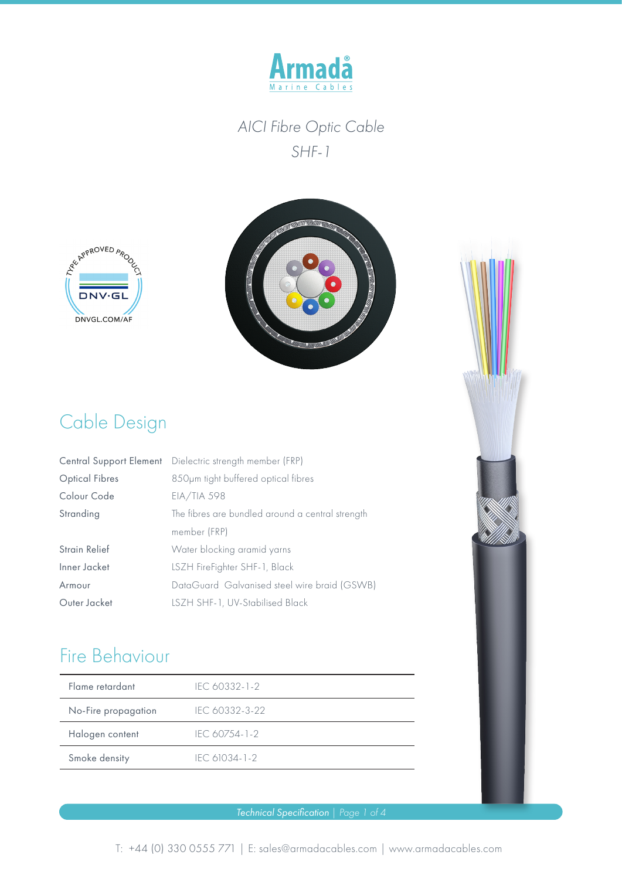# AICI Fibre Optic Cable

## SHF-1

## Cable Design

| | |
|---|---|
| Central Support Element | Dielectric strength member (FRP) |
| Optical Fibres | 850μm tight buffered optical fibres |
| Colour Code | EIA/TIA 598 |
| Stranding | The fibres are bundled around a central strength member (FRP) |
| Strain Relief | Water blocking aramid yarns |
| Inner Jacket | LSZH FireFighter SHF-1, Black |
| Armour | DataGuard Galvanised steel wire braid (GSWB) |
| Outer Jacket | LSZH SHF-1, UV-Stabilised Black |

## Fire Behaviour

| | |
|---|---|
| Flame retardant | IEC 60332-1-2 |
| No-Fire propagation | IEC 60332-3-22 |
| Halogen content | IEC 60754-1-2 |
| Smoke density | IEC 61034-1-2 |

T: +44 (0) 330 0555 771 | E: sales@armadacables.com | www.armadacables.com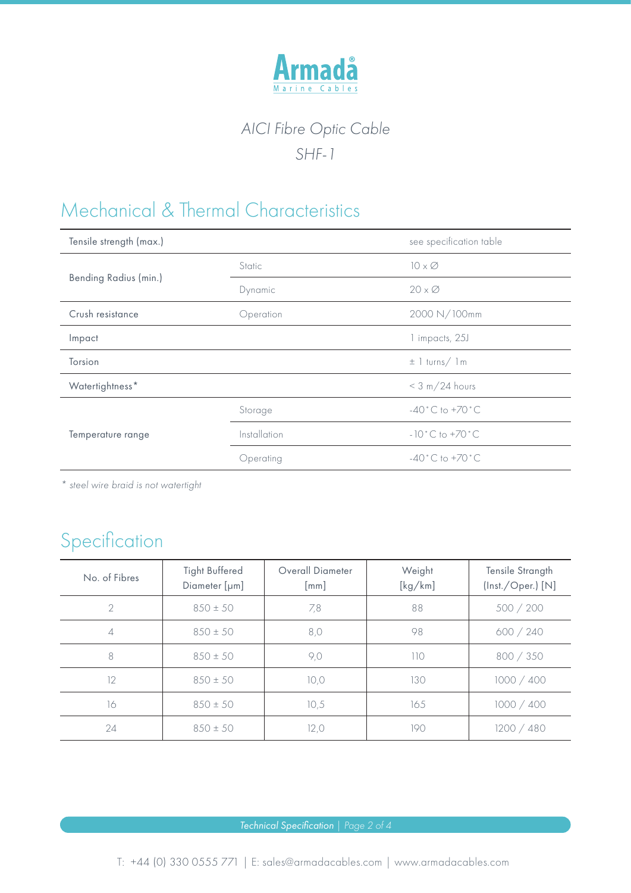Armada® Marine Cables

*AICI Fibre Optic Cable*

*SHF-1*

## Mechanical & Thermal Characteristics

| | | |
|---|---|---|
| Tensile strength (max.) | | see specification table |
| Bending Radius (min.) | Static | 10 x ∅ |
| | Dynamic | 20 x ∅ |
| Crush resistance | Operation | 2000 N/100mm |
| Impact | | 1 impacts, 25J |
| Torsion | | ± 1 turns/ 1m |
| Watertightness* | | < 3 m/24 hours |
| Temperature range | Storage | -40°C to +70°C |
| | Installation | -10°C to +70°C |
| | Operating | -40°C to +70°C |

*\* steel wire braid is not watertight*

## Specification

| No. of Fibres | Tight Buffered Diameter [µm] | Overall Diameter [mm] | Weight [kg/km] | Tensile Strangth (Inst./Oper.) [N] |
|---|---|---|---|---|
| 2 | 850 ± 50 | 7,8 | 88 | 500 / 200 |
| 4 | 850 ± 50 | 8,0 | 98 | 600 / 240 |
| 8 | 850 ± 50 | 9,0 | 110 | 800 / 350 |
| 12 | 850 ± 50 | 10,0 | 130 | 1000 / 400 |
| 16 | 850 ± 50 | 10,5 | 165 | 1000 / 400 |
| 24 | 850 ± 50 | 12,0 | 190 | 1200 / 480 |

T: +44 (0) 330 0555 771 | E: sales@armadacables.com | www.armadacables.com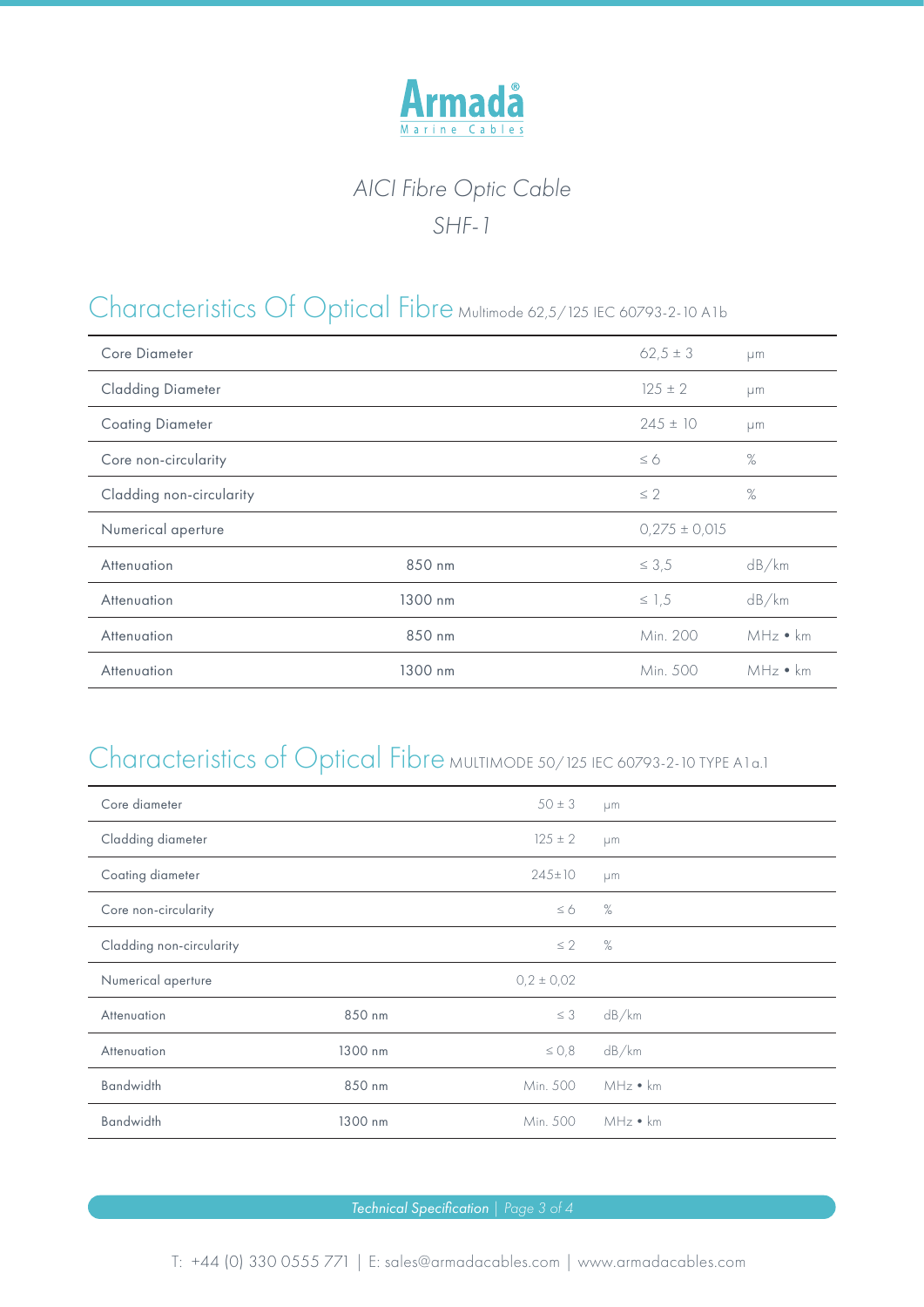# Armada

Marine Cables

*AICI Fibre Optic Cable*

*SHF-1*

## Characteristics Of Optical Fibre Multimode 62,5/125 IEC 60793-2-10 A1b

| | | | |
|---|---|---|---|
| Core Diameter | | 62,5 ± 3 | µm |
| Cladding Diameter | | 125 ± 2 | µm |
| Coating Diameter | | 245 ± 10 | µm |
| Core non-circularity | | ≤ 6 | % |
| Cladding non-circularity | | ≤ 2 | % |
| Numerical aperture | | 0,275 ± 0,015 | |
| Attenuation | 850 nm | ≤ 3,5 | dB/km |
| Attenuation | 1300 nm | ≤ 1,5 | dB/km |
| Attenuation | 850 nm | Min. 200 | MHz • km |
| Attenuation | 1300 nm | Min. 500 | MHz • km |

## Characteristics of Optical Fibre MULTIMODE 50/125 IEC 60793-2-10 TYPE A1a.1

| | | | |
|---|---|---|---|
| Core diameter | | 50 ± 3 | µm |
| Cladding diameter | | 125 ± 2 | µm |
| Coating diameter | | 245±10 | µm |
| Core non-circularity | | ≤ 6 | % |
| Cladding non-circularity | | ≤ 2 | % |
| Numerical aperture | | 0,2 ± 0,02 | |
| Attenuation | 850 nm | ≤ 3 | dB/km |
| Attenuation | 1300 nm | ≤ 0,8 | dB/km |
| Bandwidth | 850 nm | Min. 500 | MHz • km |
| Bandwidth | 1300 nm | Min. 500 | MHz • km |

T: +44 (0) 330 0555 771 | E: sales@armadacables.com | www.armadacables.com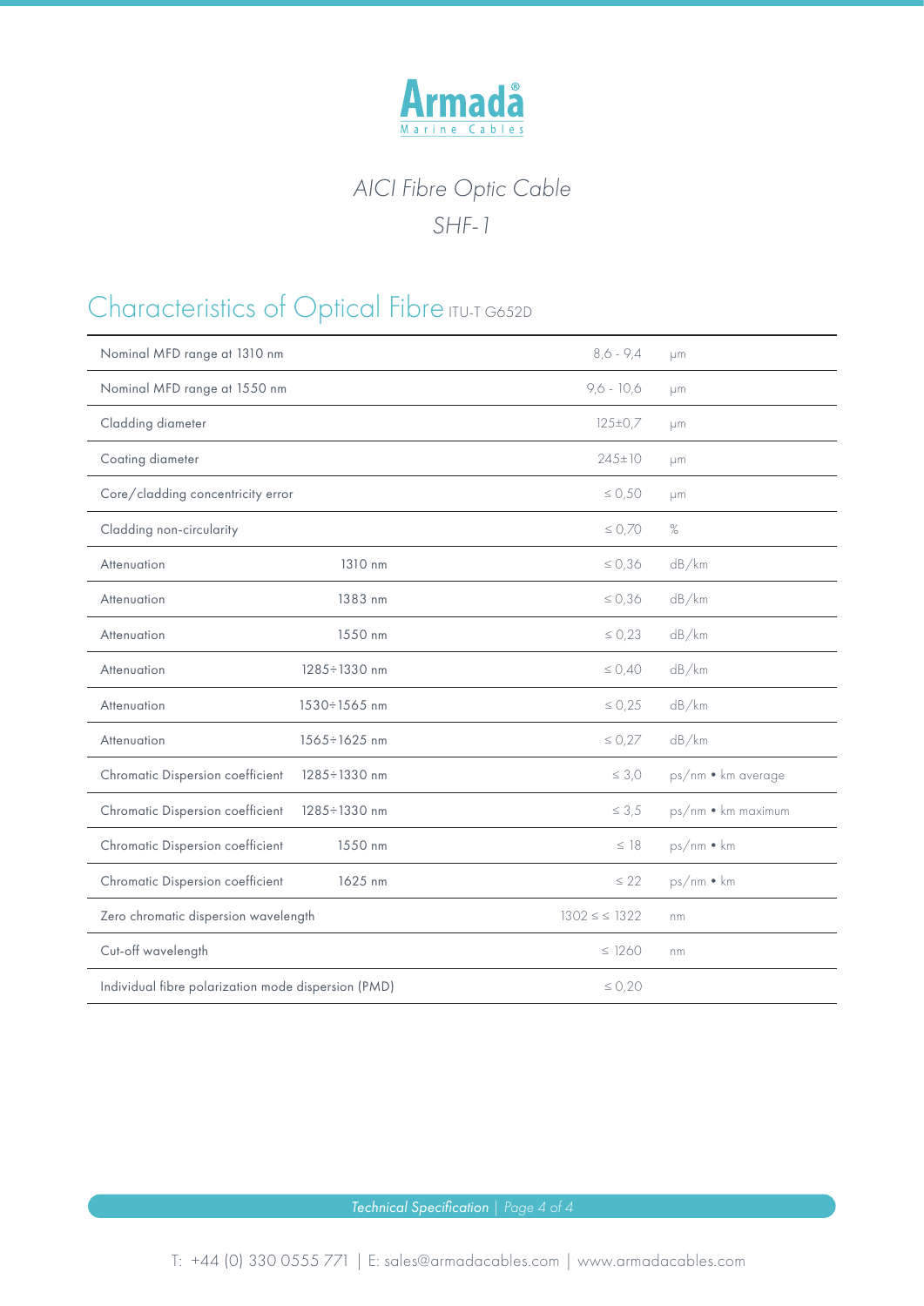Armada
Marine Cables

*AICI Fibre Optic Cable*

*SHF-1*

## Characteristics of Optical Fibre ITU-T G652D

| | | | |
|---|---|---|---|
| Nominal MFD range at 1310 nm | | 8,6 - 9,4 | µm |
| Nominal MFD range at 1550 nm | | 9,6 - 10,6 | µm |
| Cladding diameter | | 125±0,7 | µm |
| Coating diameter | | 245±10 | µm |
| Core/cladding concentricity error | | ≤ 0,50 | µm |
| Cladding non-circularity | | ≤ 0,70 | % |
| Attenuation | 1310 nm | ≤ 0,36 | dB/km |
| Attenuation | 1383 nm | ≤ 0,36 | dB/km |
| Attenuation | 1550 nm | ≤ 0,23 | dB/km |
| Attenuation | 1285÷1330 nm | ≤ 0,40 | dB/km |
| Attenuation | 1530÷1565 nm | ≤ 0,25 | dB/km |
| Attenuation | 1565÷1625 nm | ≤ 0,27 | dB/km |
| Chromatic Dispersion coefficient | 1285÷1330 nm | ≤ 3,0 | ps/nm • km average |
| Chromatic Dispersion coefficient | 1285÷1330 nm | ≤ 3,5 | ps/nm • km maximum |
| Chromatic Dispersion coefficient | 1550 nm | ≤ 18 | ps/nm • km |
| Chromatic Dispersion coefficient | 1625 nm | ≤ 22 | ps/nm • km |
| Zero chromatic dispersion wavelength | | 1302 ≤ ≤ 1322 | nm |
| Cut-off wavelength | | ≤ 1260 | nm |
| Individual fibre polarization mode dispersion (PMD) | | ≤ 0,20 | |

*Technical Specification*

T: +44 (0) 330 0555 771 | E: sales@armadacables.com | www.armadacables.com